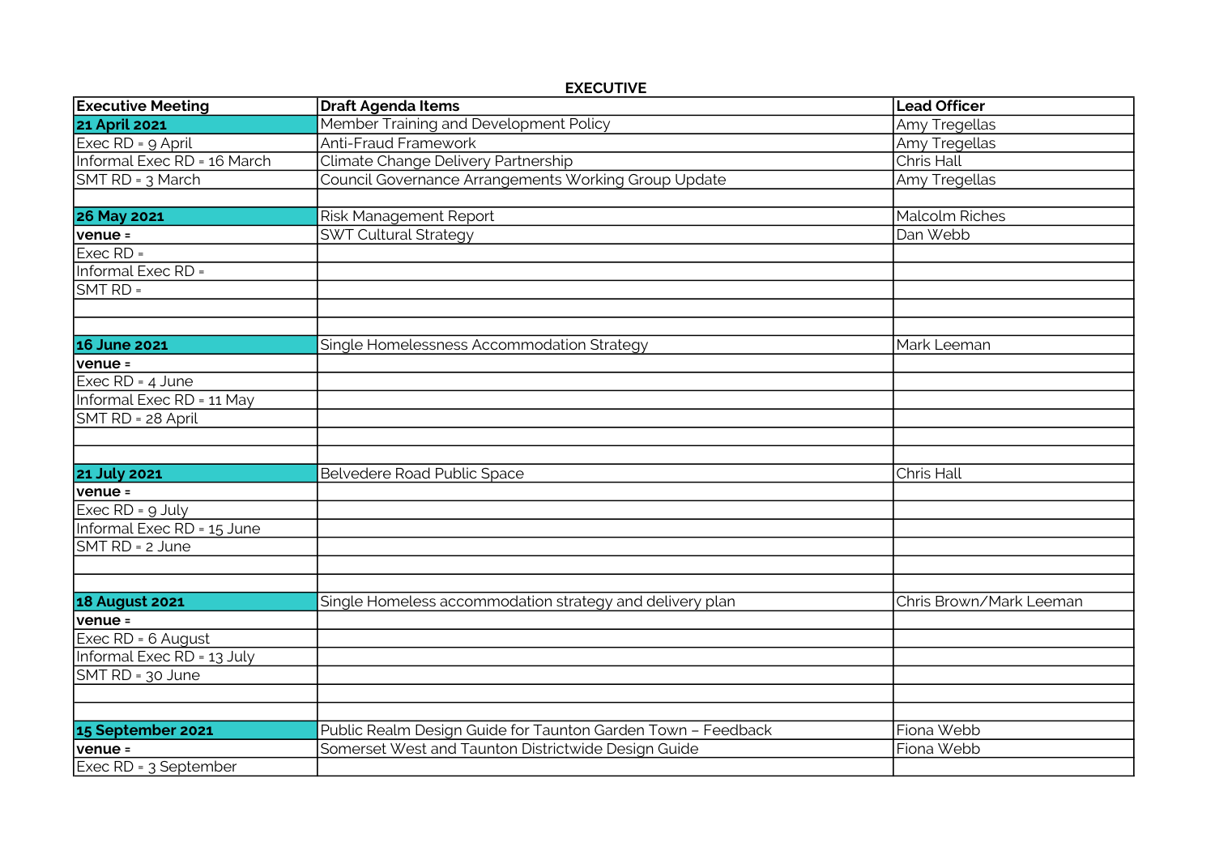## EXECUTIVE

| Executive Meeting | Draft Agenda Items | Lead Officer |
|---|---|---|
| **21 April 2021** | Member Training and Development Policy | Amy Tregellas |
| Exec RD = 9 April | Anti-Fraud Framework | Amy Tregellas |
| Informal Exec RD = 16 March | Climate Change Delivery Partnership | Chris Hall |
| SMT RD = 3 March | Council Governance Arrangements Working Group Update | Amy Tregellas |
| | | |
| **26 May 2021** | Risk Management Report | Malcolm Riches |
| **venue =** | SWT Cultural Strategy | Dan Webb |
| Exec RD = | | |
| Informal Exec RD = | | |
| SMT RD = | | |
| | | |
| | | |
| **16 June 2021** | Single Homelessness Accommodation Strategy | Mark Leeman |
| **venue =** | | |
| Exec RD = 4 June | | |
| Informal Exec RD = 11 May | | |
| SMT RD = 28 April | | |
| | | |
| | | |
| **21 July 2021** | Belvedere Road Public Space | Chris Hall |
| **venue =** | | |
| Exec RD = 9 July | | |
| Informal Exec RD = 15 June | | |
| SMT RD = 2 June | | |
| | | |
| | | |
| **18 August 2021** | Single Homeless accommodation strategy and delivery plan | Chris Brown/Mark Leeman |
| **venue =** | | |
| Exec RD = 6 August | | |
| Informal Exec RD = 13 July | | |
| SMT RD = 30 June | | |
| | | |
| | | |
| **15 September 2021** | Public Realm Design Guide for Taunton Garden Town – Feedback | Fiona Webb |
| **venue =** | Somerset West and Taunton Districtwide Design Guide | Fiona Webb |
| Exec RD = 3 September | | |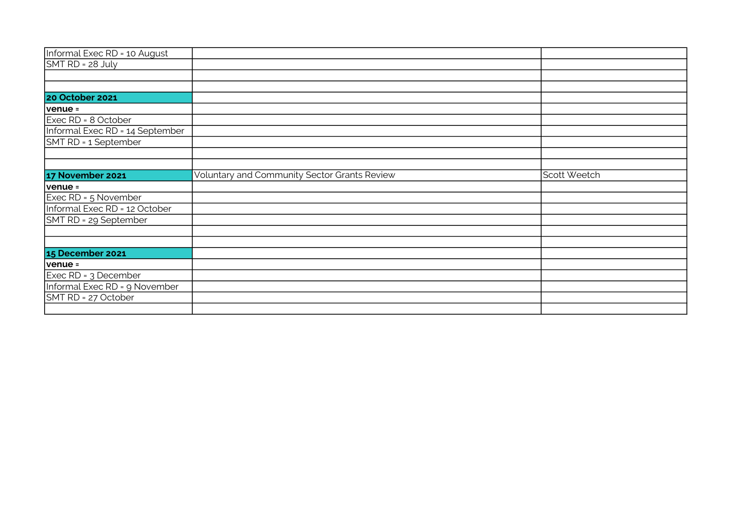| | | |
|---|---|---|
| Informal Exec RD = 10 August | | |
| SMT RD = 28 July | | |
| | | |
| | | |
| **20 October 2021** | | |
| **venue =** | | |
| Exec RD = 8 October | | |
| Informal Exec RD = 14 September | | |
| SMT RD = 1 September | | |
| | | |
| | | |
| **17 November 2021** | Voluntary and Community Sector Grants Review | Scott Weetch |
| **venue =** | | |
| Exec RD = 5 November | | |
| Informal Exec RD = 12 October | | |
| SMT RD = 29 September | | |
| | | |
| | | |
| **15 December 2021** | | |
| **venue =** | | |
| Exec RD = 3 December | | |
| Informal Exec RD = 9 November | | |
| SMT RD = 27 October | | |
| | | |